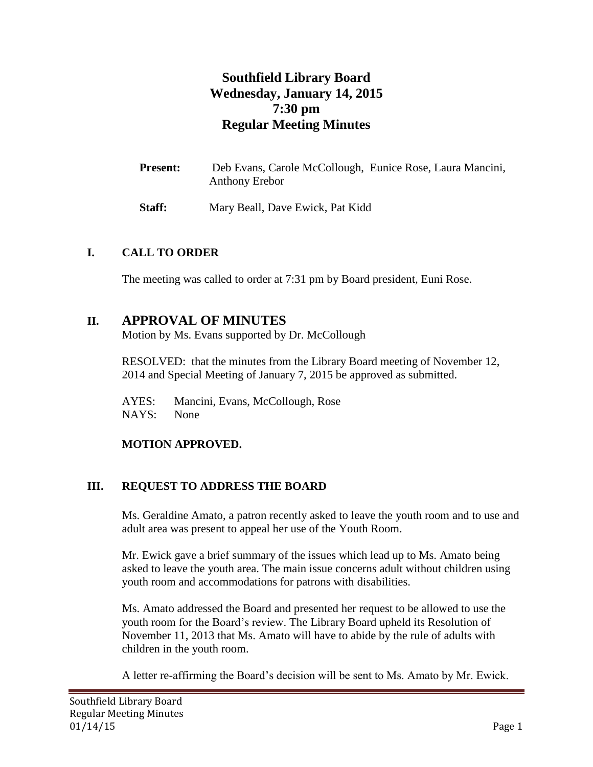# Southfield Library Board
## Wednesday, January 14, 2015
## 7:30 pm
## Regular Meeting Minutes

**Present:** Deb Evans, Carole McCollough, Eunice Rose, Laura Mancini, Anthony Erebor

**Staff:** Mary Beall, Dave Ewick, Pat Kidd

## I. CALL TO ORDER

The meeting was called to order at 7:31 pm by Board president, Euni Rose.

## II. APPROVAL OF MINUTES

Motion by Ms. Evans supported by Dr. McCollough

RESOLVED: that the minutes from the Library Board meeting of November 12, 2014 and Special Meeting of January 7, 2015 be approved as submitted.

AYES: Mancini, Evans, McCollough, Rose
NAYS: None

**MOTION APPROVED.**

## III. REQUEST TO ADDRESS THE BOARD

Ms. Geraldine Amato, a patron recently asked to leave the youth room and to use and adult area was present to appeal her use of the Youth Room.

Mr. Ewick gave a brief summary of the issues which lead up to Ms. Amato being asked to leave the youth area. The main issue concerns adult without children using youth room and accommodations for patrons with disabilities.

Ms. Amato addressed the Board and presented her request to be allowed to use the youth room for the Board's review. The Library Board upheld its Resolution of November 11, 2013 that Ms. Amato will have to abide by the rule of adults with children in the youth room.

A letter re-affirming the Board's decision will be sent to Ms. Amato by Mr. Ewick.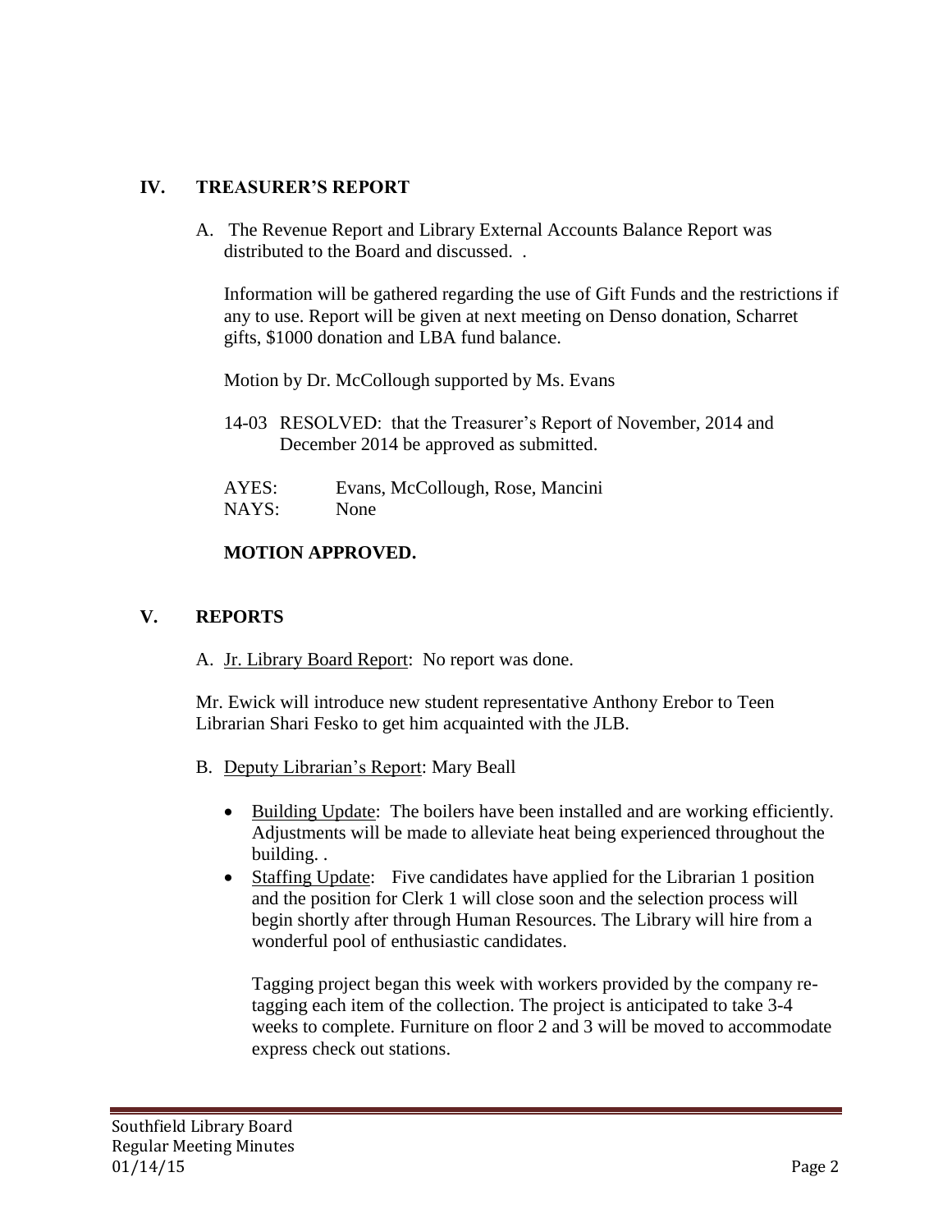## IV. TREASURER'S REPORT

A. The Revenue Report and Library External Accounts Balance Report was distributed to the Board and discussed. .

Information will be gathered regarding the use of Gift Funds and the restrictions if any to use. Report will be given at next meeting on Denso donation, Scharret gifts, $1000 donation and LBA fund balance.

Motion by Dr. McCollough supported by Ms. Evans

14-03 RESOLVED: that the Treasurer's Report of November, 2014 and December 2014 be approved as submitted.

AYES: Evans, McCollough, Rose, Mancini
NAYS: None

**MOTION APPROVED.**

## V. REPORTS

A. Jr. Library Board Report: No report was done.

Mr. Ewick will introduce new student representative Anthony Erebor to Teen Librarian Shari Fesko to get him acquainted with the JLB.

B. Deputy Librarian's Report: Mary Beall

- Building Update: The boilers have been installed and are working efficiently. Adjustments will be made to alleviate heat being experienced throughout the building. .
- Staffing Update: Five candidates have applied for the Librarian 1 position and the position for Clerk 1 will close soon and the selection process will begin shortly after through Human Resources. The Library will hire from a wonderful pool of enthusiastic candidates.

  Tagging project began this week with workers provided by the company re-tagging each item of the collection. The project is anticipated to take 3-4 weeks to complete. Furniture on floor 2 and 3 will be moved to accommodate express check out stations.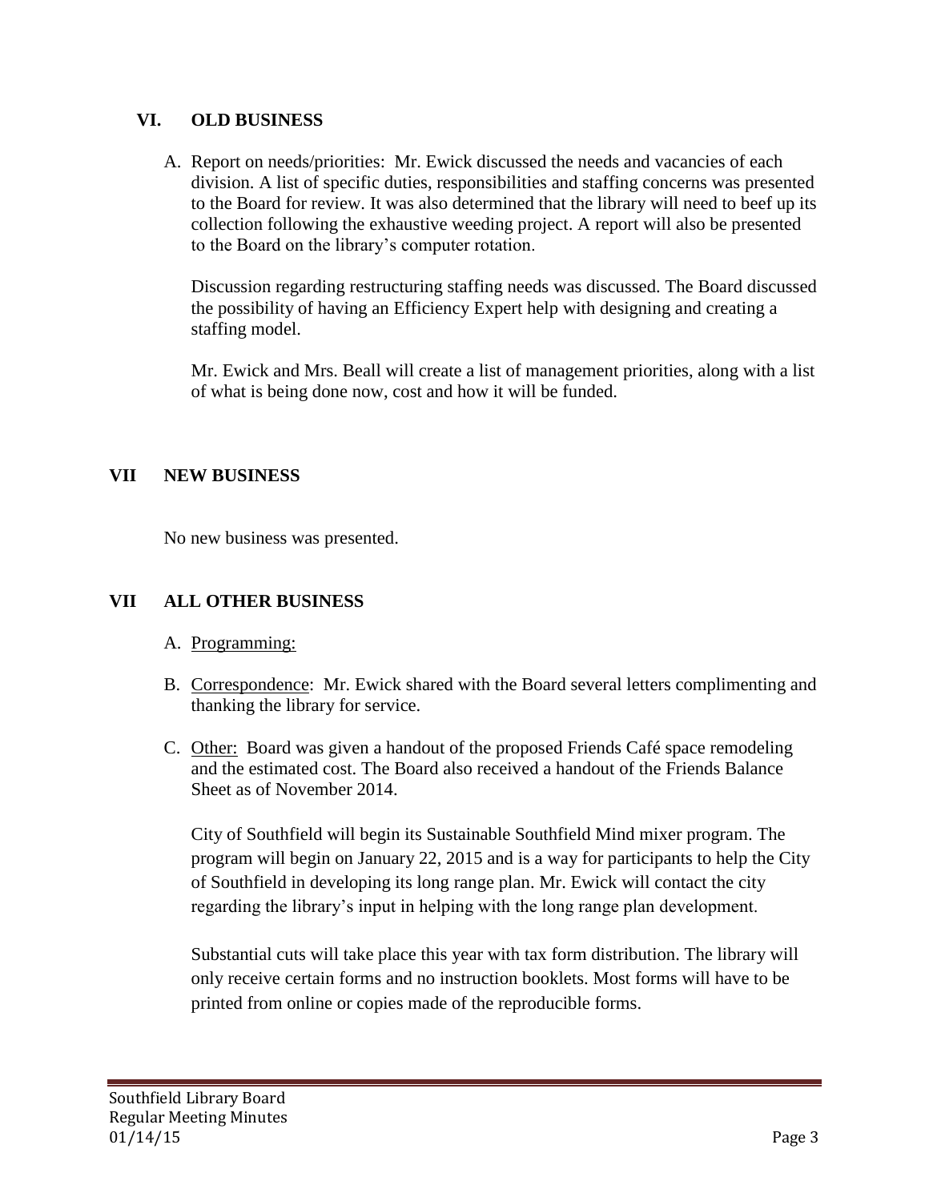## VI. OLD BUSINESS

A. Report on needs/priorities: Mr. Ewick discussed the needs and vacancies of each division. A list of specific duties, responsibilities and staffing concerns was presented to the Board for review. It was also determined that the library will need to beef up its collection following the exhaustive weeding project. A report will also be presented to the Board on the library's computer rotation.

   Discussion regarding restructuring staffing needs was discussed. The Board discussed the possibility of having an Efficiency Expert help with designing and creating a staffing model.

   Mr. Ewick and Mrs. Beall will create a list of management priorities, along with a list of what is being done now, cost and how it will be funded.

## VII NEW BUSINESS

No new business was presented.

## VII ALL OTHER BUSINESS

A. Programming:

B. Correspondence: Mr. Ewick shared with the Board several letters complimenting and thanking the library for service.

C. Other: Board was given a handout of the proposed Friends Café space remodeling and the estimated cost. The Board also received a handout of the Friends Balance Sheet as of November 2014.

   City of Southfield will begin its Sustainable Southfield Mind mixer program. The program will begin on January 22, 2015 and is a way for participants to help the City of Southfield in developing its long range plan. Mr. Ewick will contact the city regarding the library's input in helping with the long range plan development.

   Substantial cuts will take place this year with tax form distribution. The library will only receive certain forms and no instruction booklets. Most forms will have to be printed from online or copies made of the reproducible forms.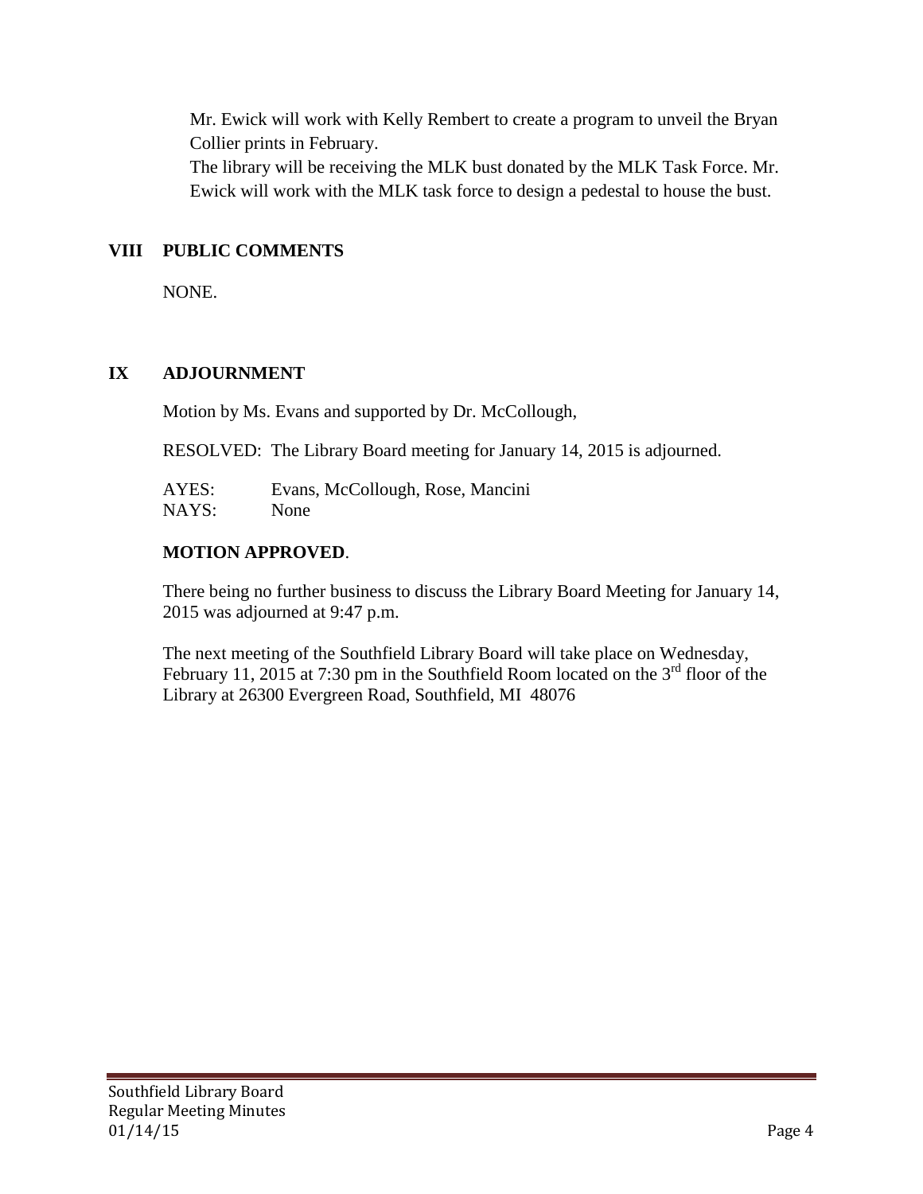Mr. Ewick will work with Kelly Rembert to create a program to unveil the Bryan Collier prints in February.

The library will be receiving the MLK bust donated by the MLK Task Force. Mr. Ewick will work with the MLK task force to design a pedestal to house the bust.

## VIII PUBLIC COMMENTS

NONE.

## IX ADJOURNMENT

Motion by Ms. Evans and supported by Dr. McCollough,

RESOLVED: The Library Board meeting for January 14, 2015 is adjourned.

AYES: Evans, McCollough, Rose, Mancini
NAYS: None

**MOTION APPROVED**.

There being no further business to discuss the Library Board Meeting for January 14, 2015 was adjourned at 9:47 p.m.

The next meeting of the Southfield Library Board will take place on Wednesday, February 11, 2015 at 7:30 pm in the Southfield Room located on the 3rd floor of the Library at 26300 Evergreen Road, Southfield, MI 48076